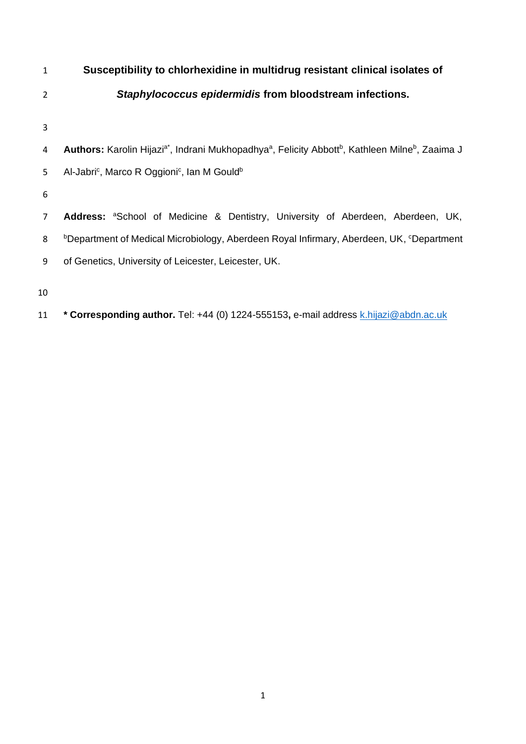# Susceptibility to chlorhexidine in multidrug resistant clinical isolates of *Staphylococcus epidermidis* from bloodstream infections.

**Authors:** Karolin Hijazi[a*], Indrani Mukhopadhya[a], Felicity Abbott[b], Kathleen Milne[b], Zaaima J Al-Jabri[c], Marco R Oggioni[c], Ian M Gould[b]

**Address:** [a]School of Medicine & Dentistry, University of Aberdeen, Aberdeen, UK, [b]Department of Medical Microbiology, Aberdeen Royal Infirmary, Aberdeen, UK, [c]Department of Genetics, University of Leicester, Leicester, UK.

**\* Corresponding author.** Tel: +44 (0) 1224-555153**,** e-mail address k.hijazi@abdn.ac.uk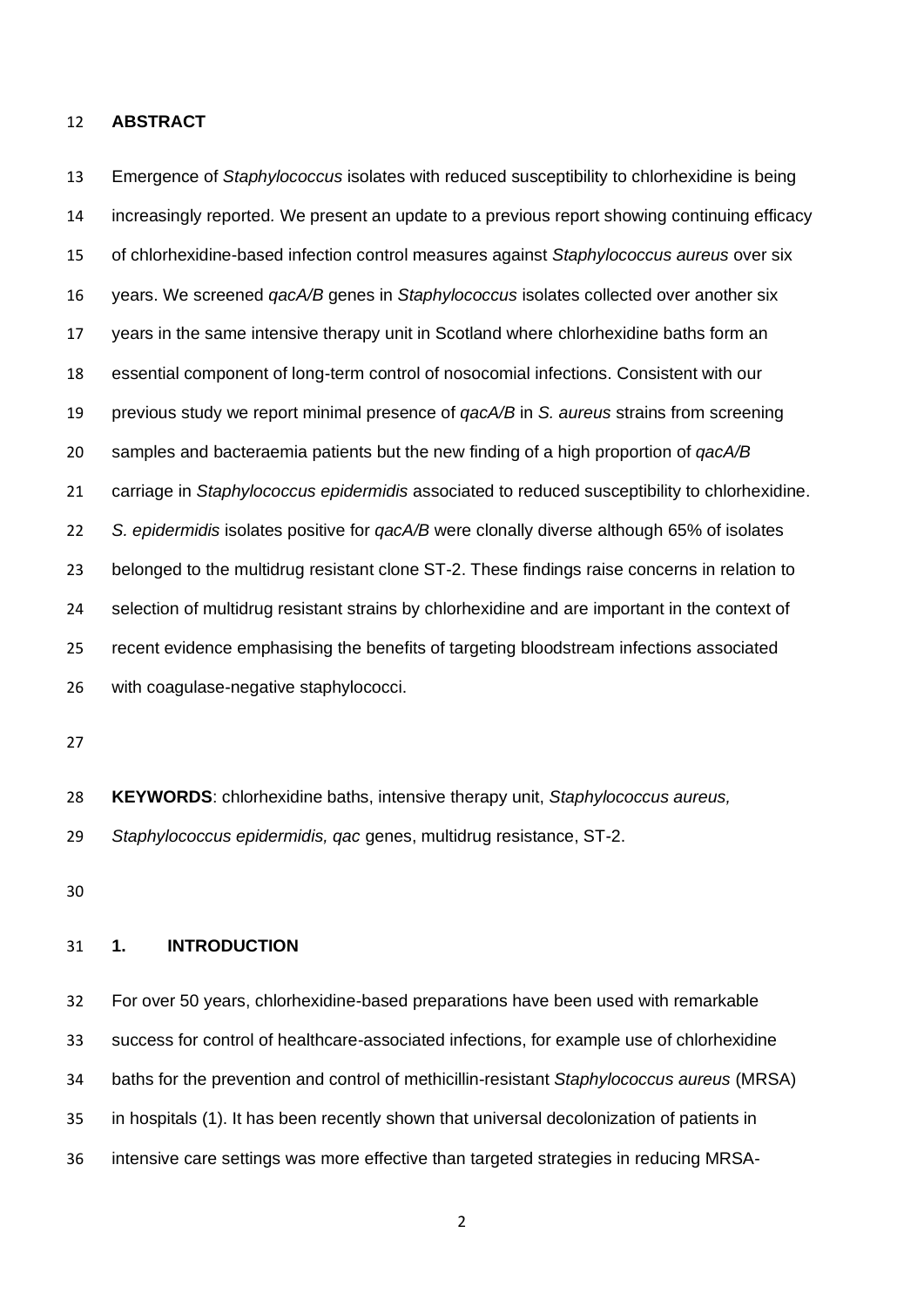## ABSTRACT

Emergence of *Staphylococcus* isolates with reduced susceptibility to chlorhexidine is being increasingly reported. We present an update to a previous report showing continuing efficacy of chlorhexidine-based infection control measures against *Staphylococcus aureus* over six years. We screened *qacA/B* genes in *Staphylococcus* isolates collected over another six years in the same intensive therapy unit in Scotland where chlorhexidine baths form an essential component of long-term control of nosocomial infections. Consistent with our previous study we report minimal presence of *qacA/B* in *S. aureus* strains from screening samples and bacteraemia patients but the new finding of a high proportion of *qacA/B* carriage in *Staphylococcus epidermidis* associated to reduced susceptibility to chlorhexidine. *S. epidermidis* isolates positive for *qacA/B* were clonally diverse although 65% of isolates belonged to the multidrug resistant clone ST-2. These findings raise concerns in relation to selection of multidrug resistant strains by chlorhexidine and are important in the context of recent evidence emphasising the benefits of targeting bloodstream infections associated with coagulase-negative staphylococci.

**KEYWORDS**: chlorhexidine baths, intensive therapy unit, *Staphylococcus aureus, Staphylococcus epidermidis, qac* genes, multidrug resistance, ST-2.

## 1. INTRODUCTION

For over 50 years, chlorhexidine-based preparations have been used with remarkable success for control of healthcare-associated infections, for example use of chlorhexidine baths for the prevention and control of methicillin-resistant *Staphylococcus aureus* (MRSA) in hospitals (1). It has been recently shown that universal decolonization of patients in intensive care settings was more effective than targeted strategies in reducing MRSA-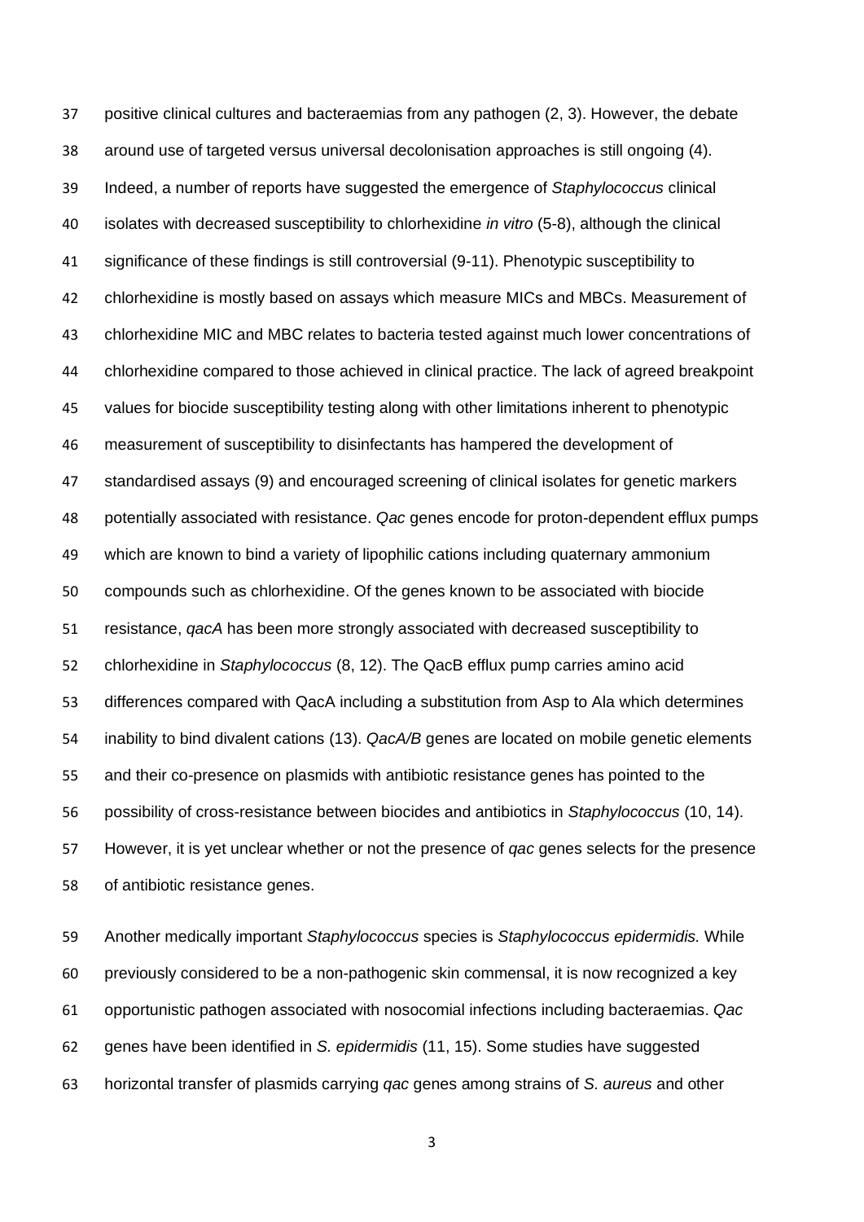positive clinical cultures and bacteraemias from any pathogen (2, 3). However, the debate around use of targeted versus universal decolonisation approaches is still ongoing (4). Indeed, a number of reports have suggested the emergence of *Staphylococcus* clinical isolates with decreased susceptibility to chlorhexidine *in vitro* (5-8), although the clinical significance of these findings is still controversial (9-11). Phenotypic susceptibility to chlorhexidine is mostly based on assays which measure MICs and MBCs. Measurement of chlorhexidine MIC and MBC relates to bacteria tested against much lower concentrations of chlorhexidine compared to those achieved in clinical practice. The lack of agreed breakpoint values for biocide susceptibility testing along with other limitations inherent to phenotypic measurement of susceptibility to disinfectants has hampered the development of standardised assays (9) and encouraged screening of clinical isolates for genetic markers potentially associated with resistance. *Qac* genes encode for proton-dependent efflux pumps which are known to bind a variety of lipophilic cations including quaternary ammonium compounds such as chlorhexidine. Of the genes known to be associated with biocide resistance, *qacA* has been more strongly associated with decreased susceptibility to chlorhexidine in *Staphylococcus* (8, 12). The QacB efflux pump carries amino acid differences compared with QacA including a substitution from Asp to Ala which determines inability to bind divalent cations (13). *QacA/B* genes are located on mobile genetic elements and their co-presence on plasmids with antibiotic resistance genes has pointed to the possibility of cross-resistance between biocides and antibiotics in *Staphylococcus* (10, 14). However, it is yet unclear whether or not the presence of *qac* genes selects for the presence of antibiotic resistance genes.

Another medically important *Staphylococcus* species is *Staphylococcus epidermidis.* While previously considered to be a non-pathogenic skin commensal, it is now recognized a key opportunistic pathogen associated with nosocomial infections including bacteraemias. *Qac* genes have been identified in *S. epidermidis* (11, 15). Some studies have suggested horizontal transfer of plasmids carrying *qac* genes among strains of *S. aureus* and other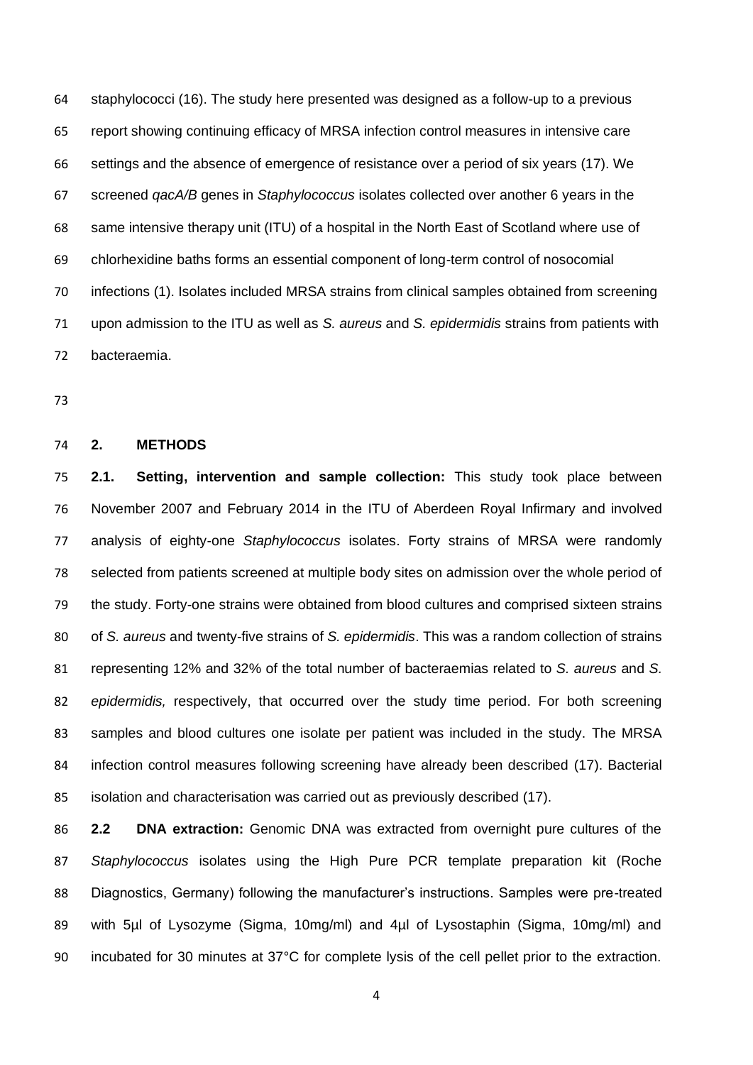staphylococci (16). The study here presented was designed as a follow-up to a previous report showing continuing efficacy of MRSA infection control measures in intensive care settings and the absence of emergence of resistance over a period of six years (17). We screened *qacA/B* genes in *Staphylococcus* isolates collected over another 6 years in the same intensive therapy unit (ITU) of a hospital in the North East of Scotland where use of chlorhexidine baths forms an essential component of long-term control of nosocomial infections (1). Isolates included MRSA strains from clinical samples obtained from screening upon admission to the ITU as well as *S. aureus* and *S. epidermidis* strains from patients with bacteraemia.

## 2. METHODS

**2.1. Setting, intervention and sample collection:** This study took place between November 2007 and February 2014 in the ITU of Aberdeen Royal Infirmary and involved analysis of eighty-one *Staphylococcus* isolates. Forty strains of MRSA were randomly selected from patients screened at multiple body sites on admission over the whole period of the study. Forty-one strains were obtained from blood cultures and comprised sixteen strains of *S. aureus* and twenty-five strains of *S. epidermidis*. This was a random collection of strains representing 12% and 32% of the total number of bacteraemias related to *S. aureus* and *S. epidermidis,* respectively, that occurred over the study time period. For both screening samples and blood cultures one isolate per patient was included in the study. The MRSA infection control measures following screening have already been described (17). Bacterial isolation and characterisation was carried out as previously described (17).

**2.2 DNA extraction:** Genomic DNA was extracted from overnight pure cultures of the *Staphylococcus* isolates using the High Pure PCR template preparation kit (Roche Diagnostics, Germany) following the manufacturer's instructions. Samples were pre-treated with 5µl of Lysozyme (Sigma, 10mg/ml) and 4µl of Lysostaphin (Sigma, 10mg/ml) and incubated for 30 minutes at 37°C for complete lysis of the cell pellet prior to the extraction.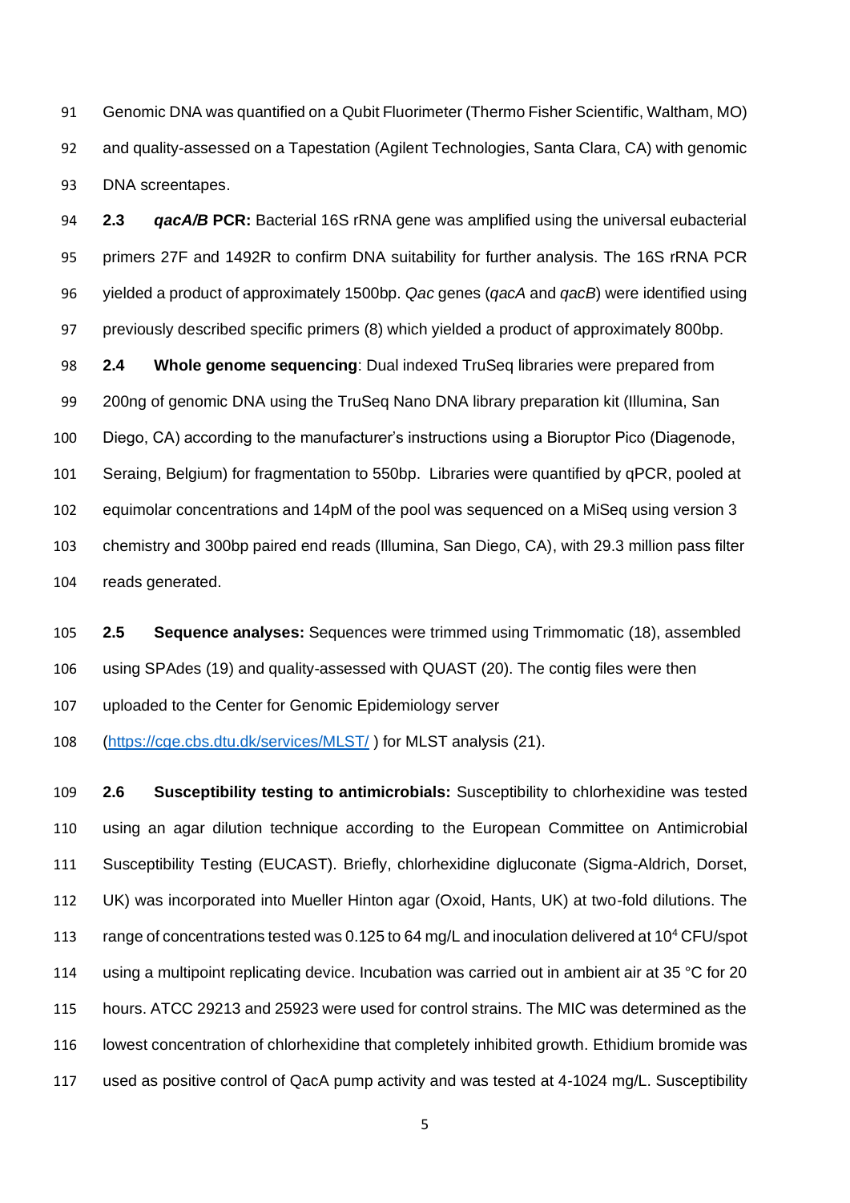Genomic DNA was quantified on a Qubit Fluorimeter (Thermo Fisher Scientific, Waltham, MO) and quality-assessed on a Tapestation (Agilent Technologies, Santa Clara, CA) with genomic DNA screentapes.

**2.3 *qacA/B* PCR:** Bacterial 16S rRNA gene was amplified using the universal eubacterial primers 27F and 1492R to confirm DNA suitability for further analysis. The 16S rRNA PCR yielded a product of approximately 1500bp. *Qac* genes (*qacA* and *qacB*) were identified using previously described specific primers (8) which yielded a product of approximately 800bp.

**2.4 Whole genome sequencing**: Dual indexed TruSeq libraries were prepared from 200ng of genomic DNA using the TruSeq Nano DNA library preparation kit (Illumina, San Diego, CA) according to the manufacturer's instructions using a Bioruptor Pico (Diagenode, Seraing, Belgium) for fragmentation to 550bp. Libraries were quantified by qPCR, pooled at equimolar concentrations and 14pM of the pool was sequenced on a MiSeq using version 3 chemistry and 300bp paired end reads (Illumina, San Diego, CA), with 29.3 million pass filter reads generated.

**2.5 Sequence analyses:** Sequences were trimmed using Trimmomatic (18), assembled using SPAdes (19) and quality-assessed with QUAST (20). The contig files were then uploaded to the Center for Genomic Epidemiology server (https://cge.cbs.dtu.dk/services/MLST/ ) for MLST analysis (21).

**2.6 Susceptibility testing to antimicrobials:** Susceptibility to chlorhexidine was tested using an agar dilution technique according to the European Committee on Antimicrobial Susceptibility Testing (EUCAST). Briefly, chlorhexidine digluconate (Sigma-Aldrich, Dorset, UK) was incorporated into Mueller Hinton agar (Oxoid, Hants, UK) at two-fold dilutions. The range of concentrations tested was 0.125 to 64 mg/L and inoculation delivered at $10^4$ CFU/spot using a multipoint replicating device. Incubation was carried out in ambient air at 35 °C for 20 hours. ATCC 29213 and 25923 were used for control strains. The MIC was determined as the lowest concentration of chlorhexidine that completely inhibited growth. Ethidium bromide was used as positive control of QacA pump activity and was tested at 4-1024 mg/L. Susceptibility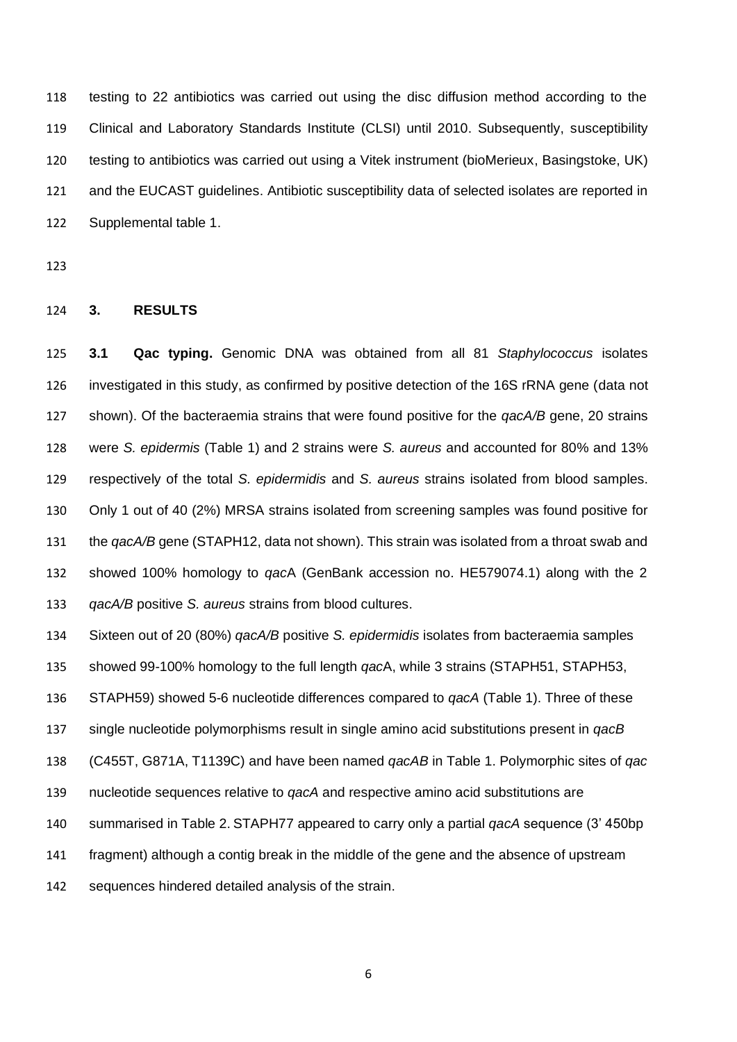testing to 22 antibiotics was carried out using the disc diffusion method according to the Clinical and Laboratory Standards Institute (CLSI) until 2010. Subsequently, susceptibility testing to antibiotics was carried out using a Vitek instrument (bioMerieux, Basingstoke, UK) and the EUCAST guidelines. Antibiotic susceptibility data of selected isolates are reported in Supplemental table 1.

## 3. RESULTS

**3.1 Qac typing.** Genomic DNA was obtained from all 81 *Staphylococcus* isolates investigated in this study, as confirmed by positive detection of the 16S rRNA gene (data not shown). Of the bacteraemia strains that were found positive for the *qacA/B* gene, 20 strains were *S. epidermis* (Table 1) and 2 strains were *S. aureus* and accounted for 80% and 13% respectively of the total *S. epidermidis* and *S. aureus* strains isolated from blood samples. Only 1 out of 40 (2%) MRSA strains isolated from screening samples was found positive for the *qacA/B* gene (STAPH12, data not shown). This strain was isolated from a throat swab and showed 100% homology to *qac*A (GenBank accession no. HE579074.1) along with the 2 *qacA/B* positive *S. aureus* strains from blood cultures.

Sixteen out of 20 (80%) *qacA/B* positive *S. epidermidis* isolates from bacteraemia samples showed 99-100% homology to the full length *qac*A, while 3 strains (STAPH51, STAPH53, STAPH59) showed 5-6 nucleotide differences compared to *qacA* (Table 1). Three of these single nucleotide polymorphisms result in single amino acid substitutions present in *qacB* (C455T, G871A, T1139C) and have been named *qacAB* in Table 1. Polymorphic sites of *qac* nucleotide sequences relative to *qacA* and respective amino acid substitutions are summarised in Table 2. STAPH77 appeared to carry only a partial *qacA* sequence (3' 450bp fragment) although a contig break in the middle of the gene and the absence of upstream sequences hindered detailed analysis of the strain.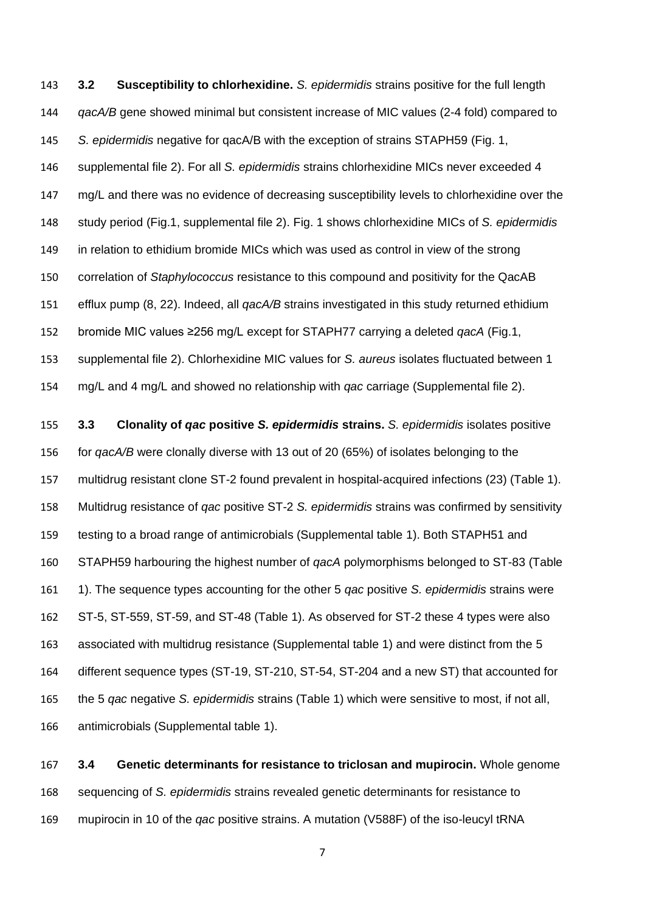**3.2 Susceptibility to chlorhexidine.** *S. epidermidis* strains positive for the full length *qacA/B* gene showed minimal but consistent increase of MIC values (2-4 fold) compared to *S. epidermidis* negative for qacA/B with the exception of strains STAPH59 (Fig. 1, supplemental file 2). For all *S. epidermidis* strains chlorhexidine MICs never exceeded 4 mg/L and there was no evidence of decreasing susceptibility levels to chlorhexidine over the study period (Fig.1, supplemental file 2). Fig. 1 shows chlorhexidine MICs of *S. epidermidis* in relation to ethidium bromide MICs which was used as control in view of the strong correlation of *Staphylococcus* resistance to this compound and positivity for the QacAB efflux pump (8, 22). Indeed, all *qacA/B* strains investigated in this study returned ethidium bromide MIC values ≥256 mg/L except for STAPH77 carrying a deleted *qacA* (Fig.1, supplemental file 2). Chlorhexidine MIC values for *S. aureus* isolates fluctuated between 1 mg/L and 4 mg/L and showed no relationship with *qac* carriage (Supplemental file 2).

**3.3 Clonality of *qac* positive *S. epidermidis* strains.** *S. epidermidis* isolates positive for *qacA/B* were clonally diverse with 13 out of 20 (65%) of isolates belonging to the multidrug resistant clone ST-2 found prevalent in hospital-acquired infections (23) (Table 1). Multidrug resistance of *qac* positive ST-2 *S. epidermidis* strains was confirmed by sensitivity testing to a broad range of antimicrobials (Supplemental table 1). Both STAPH51 and STAPH59 harbouring the highest number of *qacA* polymorphisms belonged to ST-83 (Table 1). The sequence types accounting for the other 5 *qac* positive *S. epidermidis* strains were ST-5, ST-559, ST-59, and ST-48 (Table 1). As observed for ST-2 these 4 types were also associated with multidrug resistance (Supplemental table 1) and were distinct from the 5 different sequence types (ST-19, ST-210, ST-54, ST-204 and a new ST) that accounted for the 5 *qac* negative *S. epidermidis* strains (Table 1) which were sensitive to most, if not all, antimicrobials (Supplemental table 1).

**3.4 Genetic determinants for resistance to triclosan and mupirocin.** Whole genome sequencing of *S. epidermidis* strains revealed genetic determinants for resistance to mupirocin in 10 of the *qac* positive strains. A mutation (V588F) of the iso-leucyl tRNA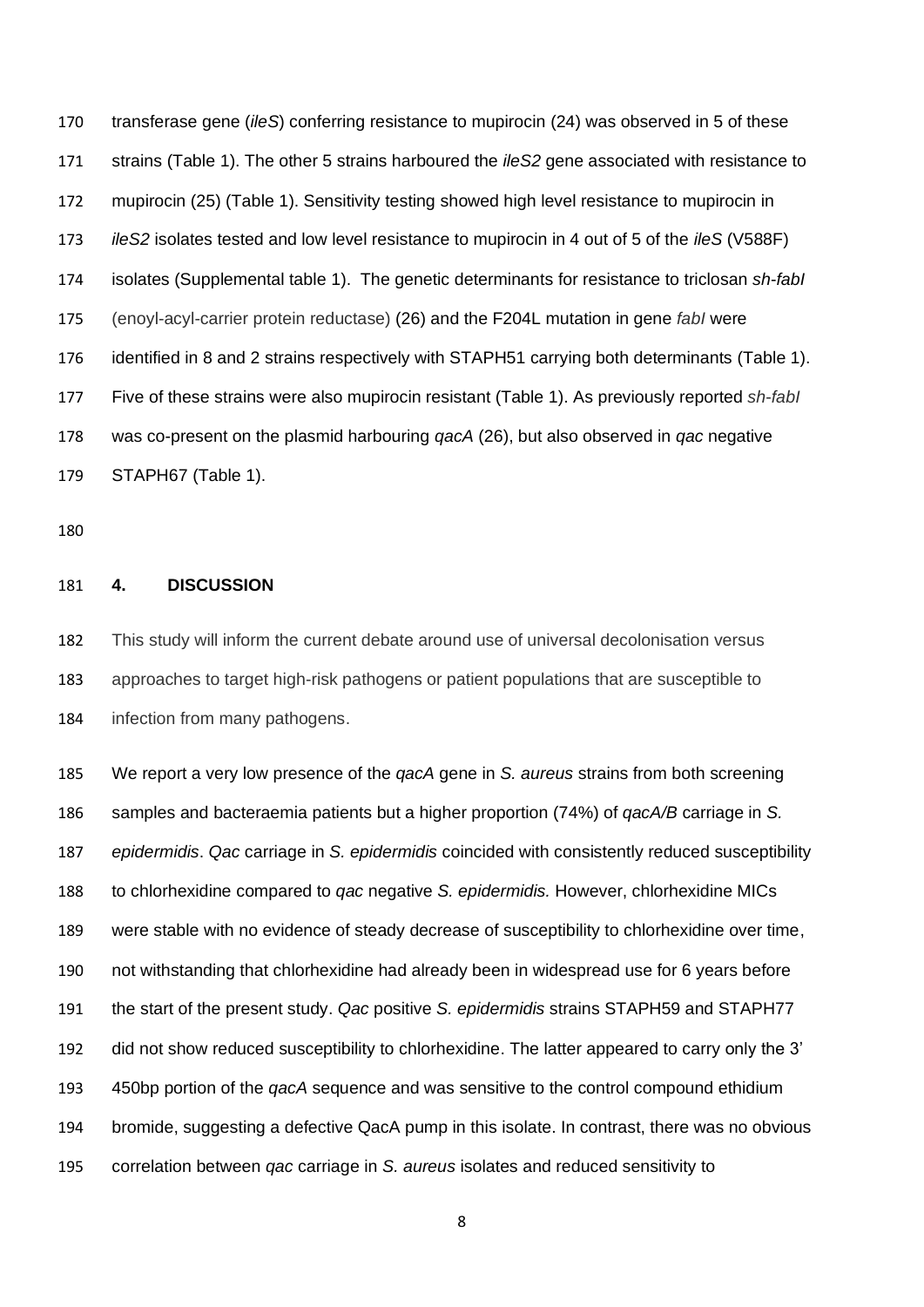transferase gene (*ileS*) conferring resistance to mupirocin (24) was observed in 5 of these strains (Table 1). The other 5 strains harboured the *ileS2* gene associated with resistance to mupirocin (25) (Table 1). Sensitivity testing showed high level resistance to mupirocin in *ileS2* isolates tested and low level resistance to mupirocin in 4 out of 5 of the *ileS* (V588F) isolates (Supplemental table 1). The genetic determinants for resistance to triclosan *sh-fabI* (enoyl-acyl-carrier protein reductase) (26) and the F204L mutation in gene *fabI* were identified in 8 and 2 strains respectively with STAPH51 carrying both determinants (Table 1). Five of these strains were also mupirocin resistant (Table 1). As previously reported *sh-fabI* was co-present on the plasmid harbouring *qacA* (26), but also observed in *qac* negative STAPH67 (Table 1).

## 4. DISCUSSION

This study will inform the current debate around use of universal decolonisation versus approaches to target high-risk pathogens or patient populations that are susceptible to infection from many pathogens.

We report a very low presence of the *qacA* gene in *S. aureus* strains from both screening samples and bacteraemia patients but a higher proportion (74%) of *qacA/B* carriage in *S. epidermidis*. *Qac* carriage in *S. epidermidis* coincided with consistently reduced susceptibility to chlorhexidine compared to *qac* negative *S. epidermidis.* However, chlorhexidine MICs were stable with no evidence of steady decrease of susceptibility to chlorhexidine over time, not withstanding that chlorhexidine had already been in widespread use for 6 years before the start of the present study. *Qac* positive *S. epidermidis* strains STAPH59 and STAPH77 did not show reduced susceptibility to chlorhexidine. The latter appeared to carry only the 3' 450bp portion of the *qacA* sequence and was sensitive to the control compound ethidium bromide, suggesting a defective QacA pump in this isolate. In contrast, there was no obvious correlation between *qac* carriage in *S. aureus* isolates and reduced sensitivity to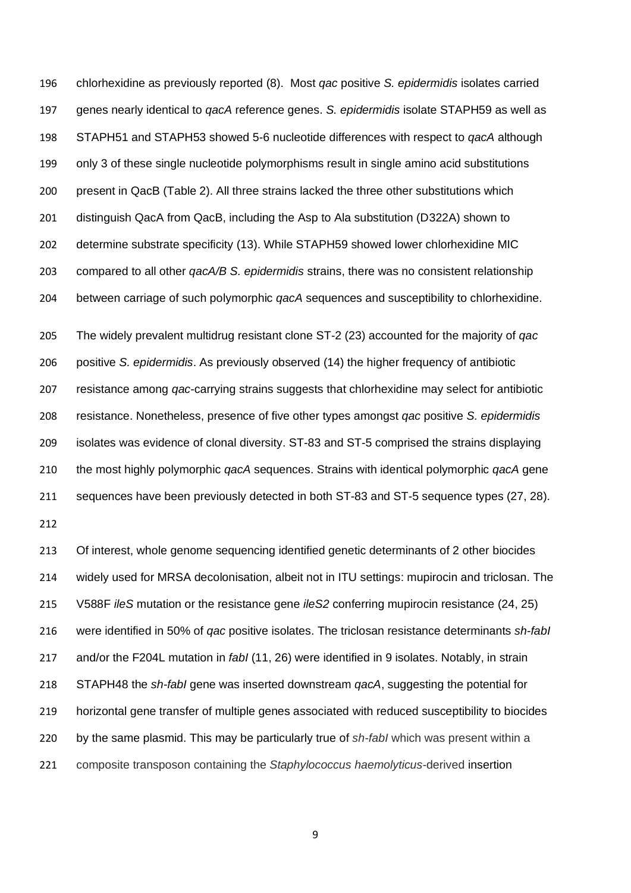chlorhexidine as previously reported (8). Most *qac* positive *S. epidermidis* isolates carried genes nearly identical to *qacA* reference genes. *S. epidermidis* isolate STAPH59 as well as STAPH51 and STAPH53 showed 5-6 nucleotide differences with respect to *qacA* although only 3 of these single nucleotide polymorphisms result in single amino acid substitutions present in QacB (Table 2). All three strains lacked the three other substitutions which distinguish QacA from QacB, including the Asp to Ala substitution (D322A) shown to determine substrate specificity (13). While STAPH59 showed lower chlorhexidine MIC compared to all other *qacA/B S. epidermidis* strains, there was no consistent relationship between carriage of such polymorphic *qacA* sequences and susceptibility to chlorhexidine.

The widely prevalent multidrug resistant clone ST-2 (23) accounted for the majority of *qac* positive *S. epidermidis*. As previously observed (14) the higher frequency of antibiotic resistance among *qac*-carrying strains suggests that chlorhexidine may select for antibiotic resistance. Nonetheless, presence of five other types amongst *qac* positive *S. epidermidis* isolates was evidence of clonal diversity. ST-83 and ST-5 comprised the strains displaying the most highly polymorphic *qacA* sequences. Strains with identical polymorphic *qacA* gene sequences have been previously detected in both ST-83 and ST-5 sequence types (27, 28).

Of interest, whole genome sequencing identified genetic determinants of 2 other biocides widely used for MRSA decolonisation, albeit not in ITU settings: mupirocin and triclosan. The V588F *ileS* mutation or the resistance gene *ileS2* conferring mupirocin resistance (24, 25) were identified in 50% of *qac* positive isolates. The triclosan resistance determinants *sh-fabI* and/or the F204L mutation in *fabI* (11, 26) were identified in 9 isolates. Notably, in strain STAPH48 the *sh-fabI* gene was inserted downstream *qacA*, suggesting the potential for horizontal gene transfer of multiple genes associated with reduced susceptibility to biocides by the same plasmid. This may be particularly true of *sh-fabI* which was present within a composite transposon containing the *Staphylococcus haemolyticus*-derived insertion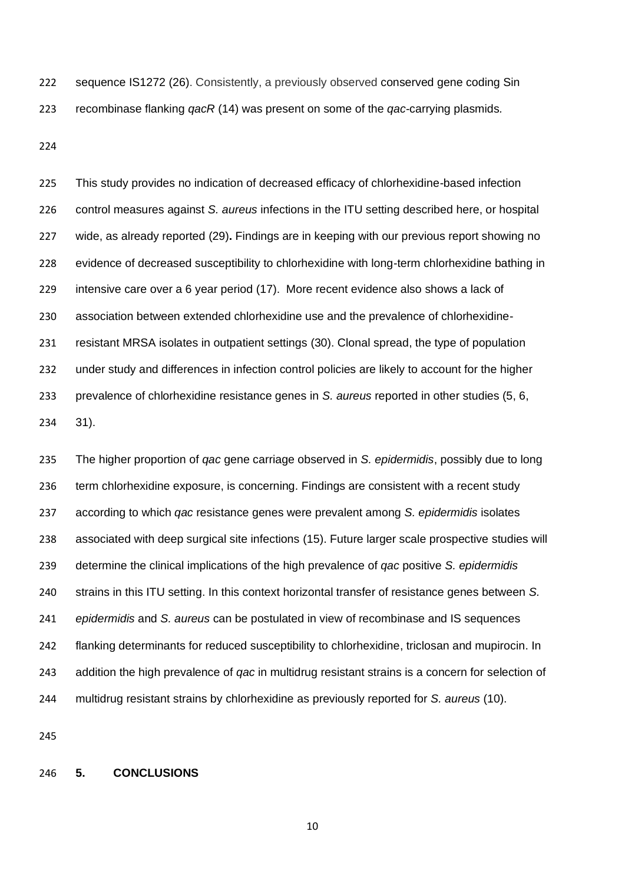sequence IS1272 (26). Consistently, a previously observed conserved gene coding Sin recombinase flanking *qacR* (14) was present on some of the *qac*-carrying plasmids.

This study provides no indication of decreased efficacy of chlorhexidine-based infection control measures against *S. aureus* infections in the ITU setting described here, or hospital wide, as already reported (29)**.** Findings are in keeping with our previous report showing no evidence of decreased susceptibility to chlorhexidine with long-term chlorhexidine bathing in intensive care over a 6 year period (17). More recent evidence also shows a lack of association between extended chlorhexidine use and the prevalence of chlorhexidine-resistant MRSA isolates in outpatient settings (30). Clonal spread, the type of population under study and differences in infection control policies are likely to account for the higher prevalence of chlorhexidine resistance genes in *S. aureus* reported in other studies (5, 6, 31).

The higher proportion of *qac* gene carriage observed in *S. epidermidis*, possibly due to long term chlorhexidine exposure, is concerning. Findings are consistent with a recent study according to which *qac* resistance genes were prevalent among *S. epidermidis* isolates associated with deep surgical site infections (15). Future larger scale prospective studies will determine the clinical implications of the high prevalence of *qac* positive *S. epidermidis* strains in this ITU setting. In this context horizontal transfer of resistance genes between *S. epidermidis* and *S. aureus* can be postulated in view of recombinase and IS sequences flanking determinants for reduced susceptibility to chlorhexidine, triclosan and mupirocin. In addition the high prevalence of *qac* in multidrug resistant strains is a concern for selection of multidrug resistant strains by chlorhexidine as previously reported for *S. aureus* (10).

## 5. CONCLUSIONS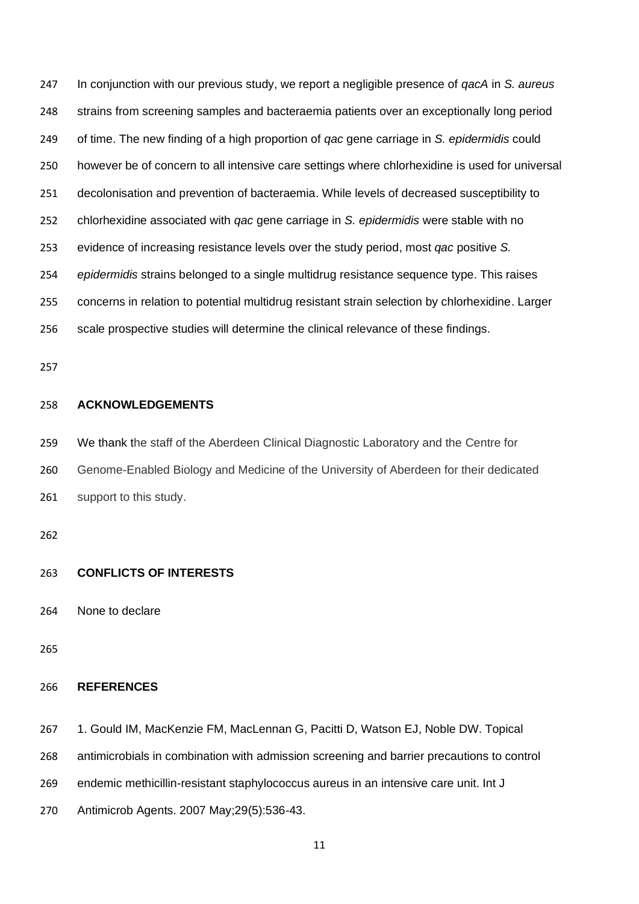In conjunction with our previous study, we report a negligible presence of *qacA* in *S. aureus* strains from screening samples and bacteraemia patients over an exceptionally long period of time. The new finding of a high proportion of *qac* gene carriage in *S. epidermidis* could however be of concern to all intensive care settings where chlorhexidine is used for universal decolonisation and prevention of bacteraemia. While levels of decreased susceptibility to chlorhexidine associated with *qac* gene carriage in *S. epidermidis* were stable with no evidence of increasing resistance levels over the study period, most *qac* positive *S. epidermidis* strains belonged to a single multidrug resistance sequence type. This raises concerns in relation to potential multidrug resistant strain selection by chlorhexidine. Larger scale prospective studies will determine the clinical relevance of these findings.

## ACKNOWLEDGEMENTS

We thank the staff of the Aberdeen Clinical Diagnostic Laboratory and the Centre for Genome-Enabled Biology and Medicine of the University of Aberdeen for their dedicated support to this study.

## CONFLICTS OF INTERESTS

None to declare

## REFERENCES

1. Gould IM, MacKenzie FM, MacLennan G, Pacitti D, Watson EJ, Noble DW. Topical antimicrobials in combination with admission screening and barrier precautions to control endemic methicillin-resistant staphylococcus aureus in an intensive care unit. Int J Antimicrob Agents. 2007 May;29(5):536-43.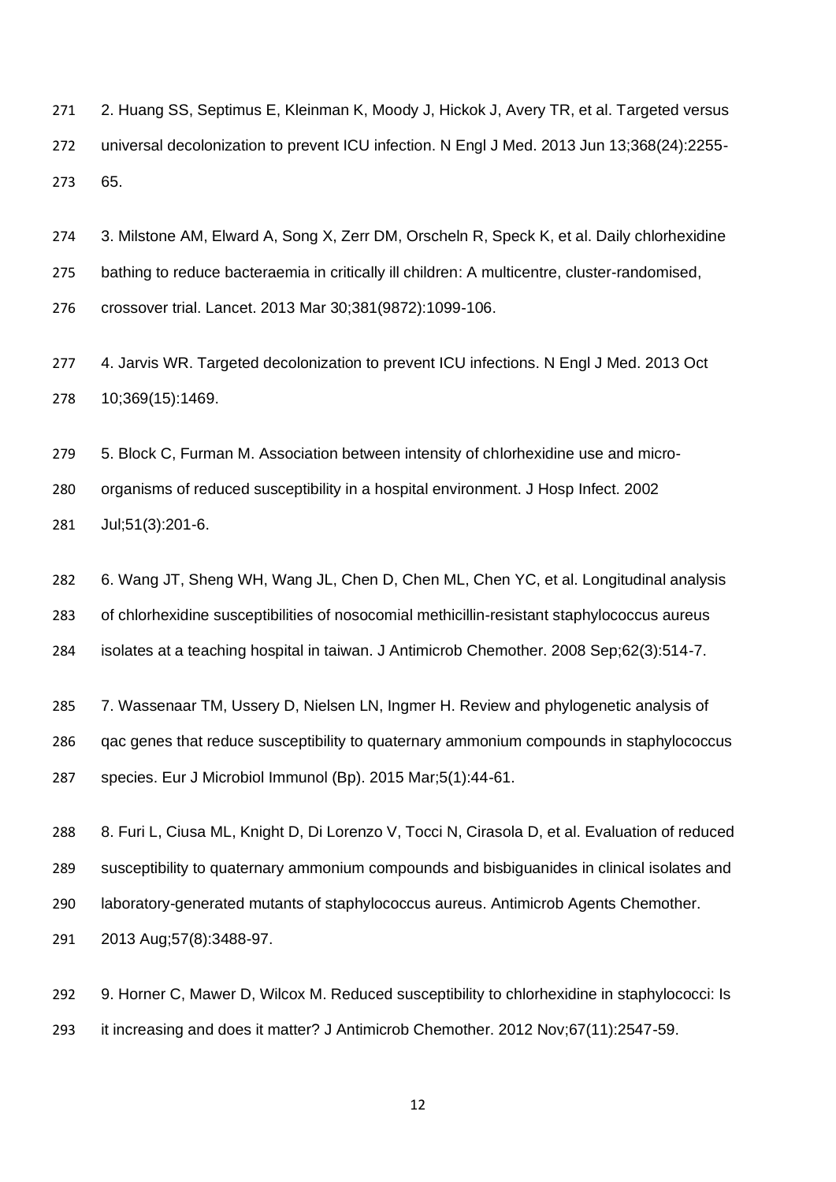2. Huang SS, Septimus E, Kleinman K, Moody J, Hickok J, Avery TR, et al. Targeted versus universal decolonization to prevent ICU infection. N Engl J Med. 2013 Jun 13;368(24):2255-65.

3. Milstone AM, Elward A, Song X, Zerr DM, Orscheln R, Speck K, et al. Daily chlorhexidine bathing to reduce bacteraemia in critically ill children: A multicentre, cluster-randomised, crossover trial. Lancet. 2013 Mar 30;381(9872):1099-106.

4. Jarvis WR. Targeted decolonization to prevent ICU infections. N Engl J Med. 2013 Oct 10;369(15):1469.

5. Block C, Furman M. Association between intensity of chlorhexidine use and micro-organisms of reduced susceptibility in a hospital environment. J Hosp Infect. 2002 Jul;51(3):201-6.

6. Wang JT, Sheng WH, Wang JL, Chen D, Chen ML, Chen YC, et al. Longitudinal analysis of chlorhexidine susceptibilities of nosocomial methicillin-resistant staphylococcus aureus isolates at a teaching hospital in taiwan. J Antimicrob Chemother. 2008 Sep;62(3):514-7.

7. Wassenaar TM, Ussery D, Nielsen LN, Ingmer H. Review and phylogenetic analysis of qac genes that reduce susceptibility to quaternary ammonium compounds in staphylococcus species. Eur J Microbiol Immunol (Bp). 2015 Mar;5(1):44-61.

8. Furi L, Ciusa ML, Knight D, Di Lorenzo V, Tocci N, Cirasola D, et al. Evaluation of reduced susceptibility to quaternary ammonium compounds and bisbiguanides in clinical isolates and laboratory-generated mutants of staphylococcus aureus. Antimicrob Agents Chemother. 2013 Aug;57(8):3488-97.

9. Horner C, Mawer D, Wilcox M. Reduced susceptibility to chlorhexidine in staphylococci: Is it increasing and does it matter? J Antimicrob Chemother. 2012 Nov;67(11):2547-59.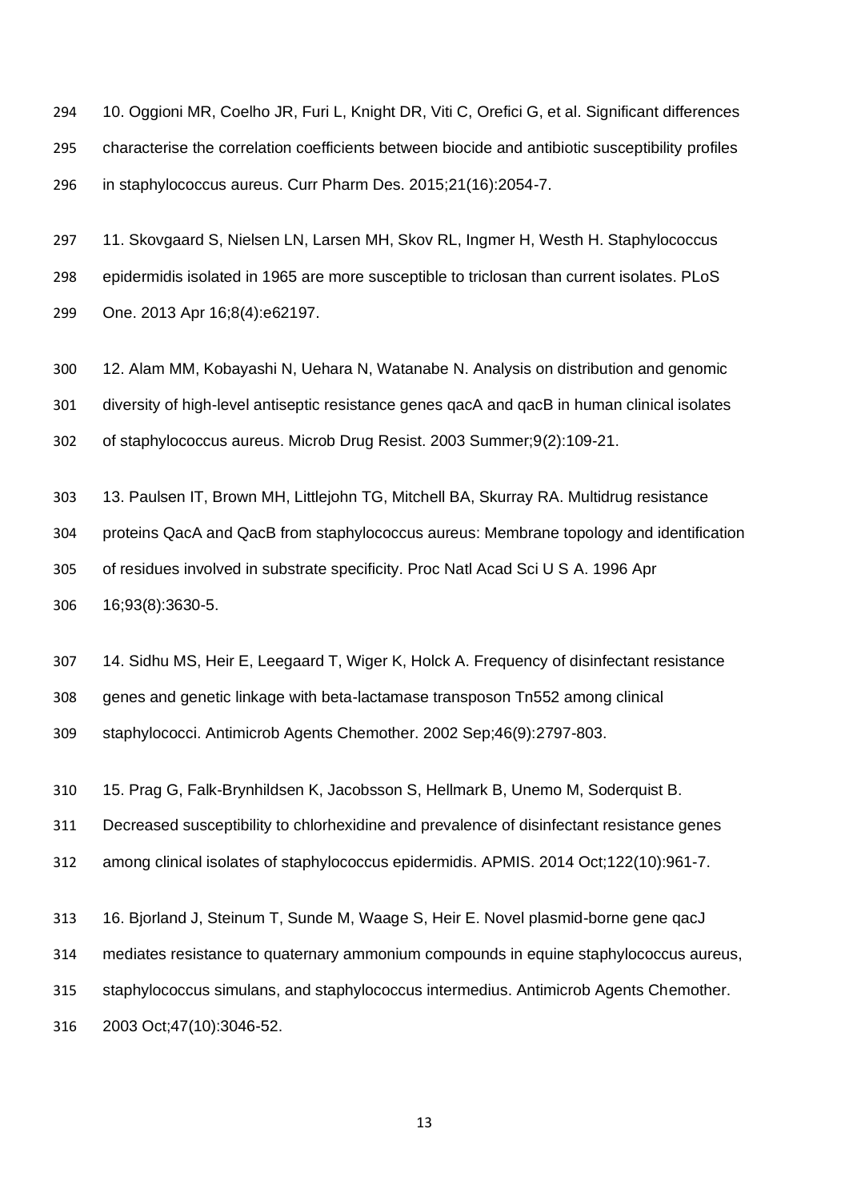10. Oggioni MR, Coelho JR, Furi L, Knight DR, Viti C, Orefici G, et al. Significant differences characterise the correlation coefficients between biocide and antibiotic susceptibility profiles in staphylococcus aureus. Curr Pharm Des. 2015;21(16):2054-7.

11. Skovgaard S, Nielsen LN, Larsen MH, Skov RL, Ingmer H, Westh H. Staphylococcus epidermidis isolated in 1965 are more susceptible to triclosan than current isolates. PLoS One. 2013 Apr 16;8(4):e62197.

12. Alam MM, Kobayashi N, Uehara N, Watanabe N. Analysis on distribution and genomic diversity of high-level antiseptic resistance genes qacA and qacB in human clinical isolates of staphylococcus aureus. Microb Drug Resist. 2003 Summer;9(2):109-21.

13. Paulsen IT, Brown MH, Littlejohn TG, Mitchell BA, Skurray RA. Multidrug resistance proteins QacA and QacB from staphylococcus aureus: Membrane topology and identification of residues involved in substrate specificity. Proc Natl Acad Sci U S A. 1996 Apr 16;93(8):3630-5.

14. Sidhu MS, Heir E, Leegaard T, Wiger K, Holck A. Frequency of disinfectant resistance genes and genetic linkage with beta-lactamase transposon Tn552 among clinical staphylococci. Antimicrob Agents Chemother. 2002 Sep;46(9):2797-803.

15. Prag G, Falk-Brynhildsen K, Jacobsson S, Hellmark B, Unemo M, Soderquist B. Decreased susceptibility to chlorhexidine and prevalence of disinfectant resistance genes among clinical isolates of staphylococcus epidermidis. APMIS. 2014 Oct;122(10):961-7.

16. Bjorland J, Steinum T, Sunde M, Waage S, Heir E. Novel plasmid-borne gene qacJ mediates resistance to quaternary ammonium compounds in equine staphylococcus aureus, staphylococcus simulans, and staphylococcus intermedius. Antimicrob Agents Chemother. 2003 Oct;47(10):3046-52.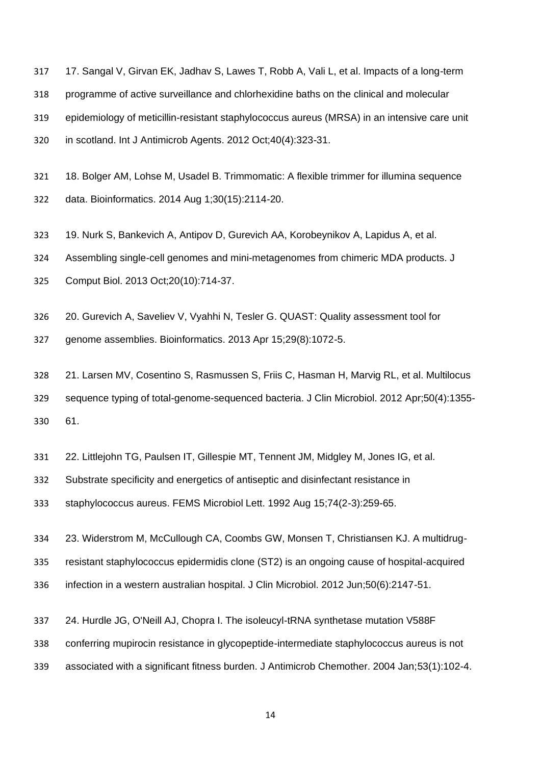17. Sangal V, Girvan EK, Jadhav S, Lawes T, Robb A, Vali L, et al. Impacts of a long-term programme of active surveillance and chlorhexidine baths on the clinical and molecular epidemiology of meticillin-resistant staphylococcus aureus (MRSA) in an intensive care unit in scotland. Int J Antimicrob Agents. 2012 Oct;40(4):323-31.

18. Bolger AM, Lohse M, Usadel B. Trimmomatic: A flexible trimmer for illumina sequence data. Bioinformatics. 2014 Aug 1;30(15):2114-20.

19. Nurk S, Bankevich A, Antipov D, Gurevich AA, Korobeynikov A, Lapidus A, et al. Assembling single-cell genomes and mini-metagenomes from chimeric MDA products. J Comput Biol. 2013 Oct;20(10):714-37.

20. Gurevich A, Saveliev V, Vyahhi N, Tesler G. QUAST: Quality assessment tool for genome assemblies. Bioinformatics. 2013 Apr 15;29(8):1072-5.

21. Larsen MV, Cosentino S, Rasmussen S, Friis C, Hasman H, Marvig RL, et al. Multilocus sequence typing of total-genome-sequenced bacteria. J Clin Microbiol. 2012 Apr;50(4):1355-61.

22. Littlejohn TG, Paulsen IT, Gillespie MT, Tennent JM, Midgley M, Jones IG, et al. Substrate specificity and energetics of antiseptic and disinfectant resistance in staphylococcus aureus. FEMS Microbiol Lett. 1992 Aug 15;74(2-3):259-65.

23. Widerstrom M, McCullough CA, Coombs GW, Monsen T, Christiansen KJ. A multidrug-resistant staphylococcus epidermidis clone (ST2) is an ongoing cause of hospital-acquired infection in a western australian hospital. J Clin Microbiol. 2012 Jun;50(6):2147-51.

24. Hurdle JG, O'Neill AJ, Chopra I. The isoleucyl-tRNA synthetase mutation V588F conferring mupirocin resistance in glycopeptide-intermediate staphylococcus aureus is not associated with a significant fitness burden. J Antimicrob Chemother. 2004 Jan;53(1):102-4.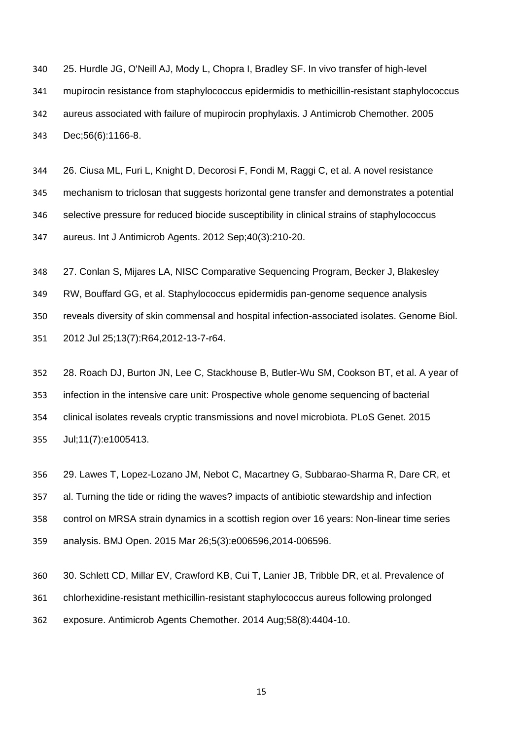25. Hurdle JG, O'Neill AJ, Mody L, Chopra I, Bradley SF. In vivo transfer of high-level mupirocin resistance from staphylococcus epidermidis to methicillin-resistant staphylococcus aureus associated with failure of mupirocin prophylaxis. J Antimicrob Chemother. 2005 Dec;56(6):1166-8.

26. Ciusa ML, Furi L, Knight D, Decorosi F, Fondi M, Raggi C, et al. A novel resistance mechanism to triclosan that suggests horizontal gene transfer and demonstrates a potential selective pressure for reduced biocide susceptibility in clinical strains of staphylococcus aureus. Int J Antimicrob Agents. 2012 Sep;40(3):210-20.

27. Conlan S, Mijares LA, NISC Comparative Sequencing Program, Becker J, Blakesley RW, Bouffard GG, et al. Staphylococcus epidermidis pan-genome sequence analysis reveals diversity of skin commensal and hospital infection-associated isolates. Genome Biol. 2012 Jul 25;13(7):R64,2012-13-7-r64.

28. Roach DJ, Burton JN, Lee C, Stackhouse B, Butler-Wu SM, Cookson BT, et al. A year of infection in the intensive care unit: Prospective whole genome sequencing of bacterial clinical isolates reveals cryptic transmissions and novel microbiota. PLoS Genet. 2015 Jul;11(7):e1005413.

29. Lawes T, Lopez-Lozano JM, Nebot C, Macartney G, Subbarao-Sharma R, Dare CR, et al. Turning the tide or riding the waves? impacts of antibiotic stewardship and infection control on MRSA strain dynamics in a scottish region over 16 years: Non-linear time series analysis. BMJ Open. 2015 Mar 26;5(3):e006596,2014-006596.

30. Schlett CD, Millar EV, Crawford KB, Cui T, Lanier JB, Tribble DR, et al. Prevalence of chlorhexidine-resistant methicillin-resistant staphylococcus aureus following prolonged exposure. Antimicrob Agents Chemother. 2014 Aug;58(8):4404-10.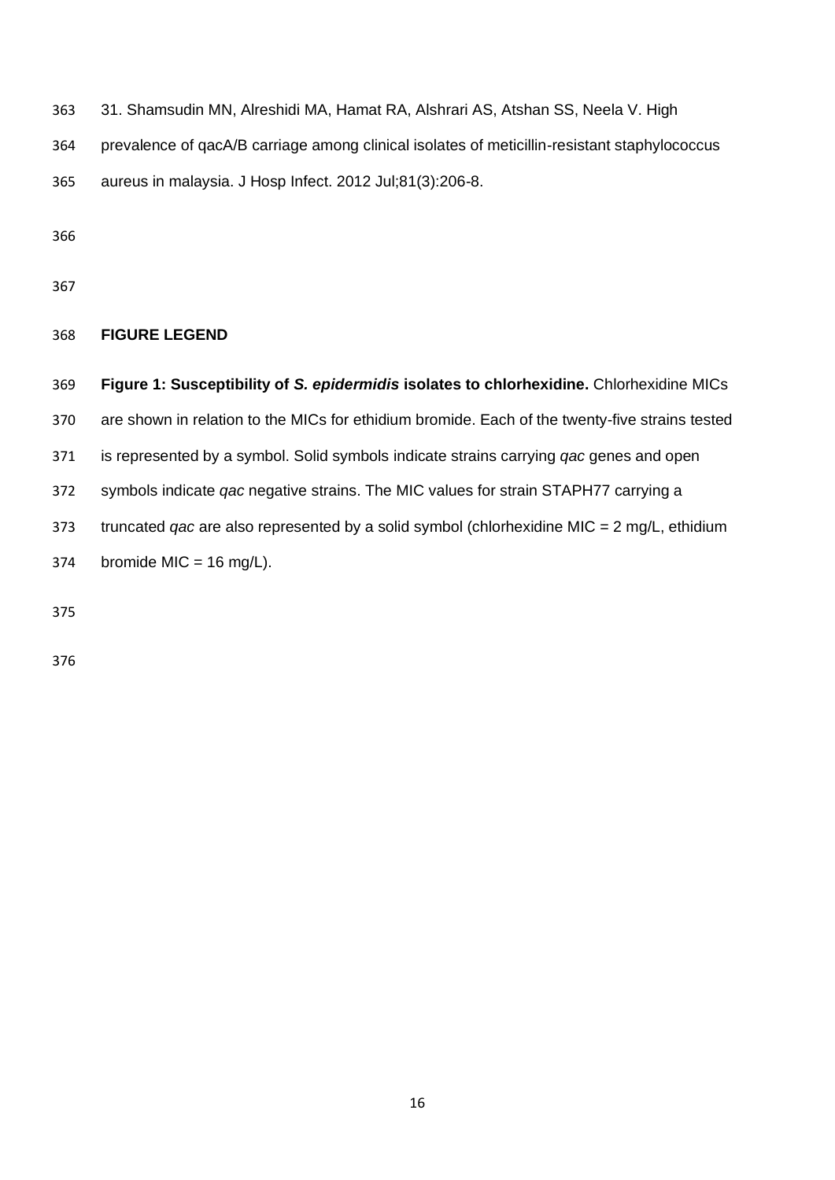31. Shamsudin MN, Alreshidi MA, Hamat RA, Alshrari AS, Atshan SS, Neela V. High prevalence of qacA/B carriage among clinical isolates of meticillin-resistant staphylococcus aureus in malaysia. J Hosp Infect. 2012 Jul;81(3):206-8.

## FIGURE LEGEND

**Figure 1: Susceptibility of *S. epidermidis* isolates to chlorhexidine.** Chlorhexidine MICs are shown in relation to the MICs for ethidium bromide. Each of the twenty-five strains tested is represented by a symbol. Solid symbols indicate strains carrying *qac* genes and open symbols indicate *qac* negative strains. The MIC values for strain STAPH77 carrying a truncated *qac* are also represented by a solid symbol (chlorhexidine MIC = 2 mg/L, ethidium bromide MIC = 16 mg/L).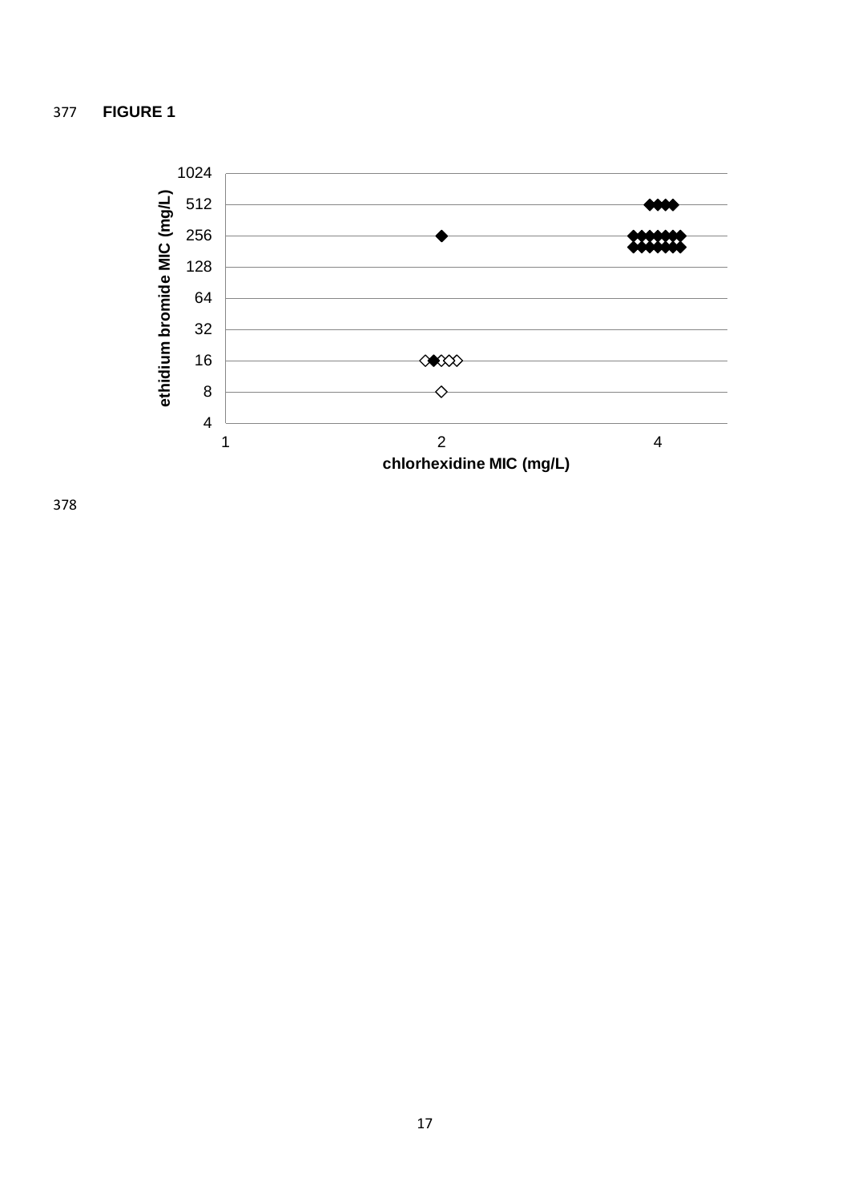**FIGURE 1**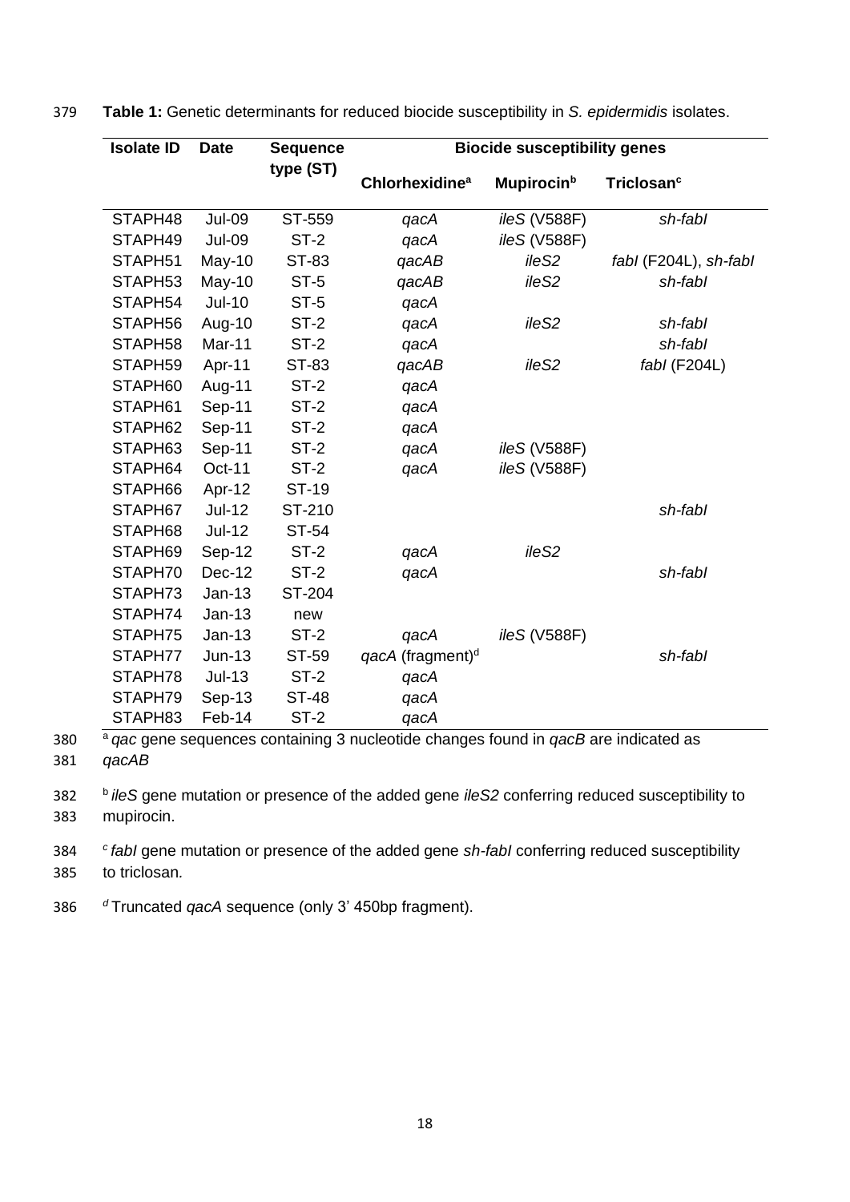**Table 1:** Genetic determinants for reduced biocide susceptibility in *S. epidermidis* isolates.

| Isolate ID | Date | Sequence type (ST) | Biocide susceptibility genes | | |
|---|---|---|---|---|---|
| | | | Chlorhexidine[a] | Mupirocin[b] | Triclosan[c] |
| STAPH48 | Jul-09 | ST-559 | *qacA* | *ileS* (V588F) | *sh-fabI* |
| STAPH49 | Jul-09 | ST-2 | *qacA* | *ileS* (V588F) | |
| STAPH51 | May-10 | ST-83 | *qacAB* | *ileS2* | *fabI* (F204L), *sh-fabI* |
| STAPH53 | May-10 | ST-5 | *qacAB* | *ileS2* | *sh-fabI* |
| STAPH54 | Jul-10 | ST-5 | *qacA* | | |
| STAPH56 | Aug-10 | ST-2 | *qacA* | *ileS2* | *sh-fabI* |
| STAPH58 | Mar-11 | ST-2 | *qacA* | | *sh-fabI* |
| STAPH59 | Apr-11 | ST-83 | *qacAB* | *ileS2* | *fabI* (F204L) |
| STAPH60 | Aug-11 | ST-2 | *qacA* | | |
| STAPH61 | Sep-11 | ST-2 | *qacA* | | |
| STAPH62 | Sep-11 | ST-2 | *qacA* | | |
| STAPH63 | Sep-11 | ST-2 | *qacA* | *ileS* (V588F) | |
| STAPH64 | Oct-11 | ST-2 | *qacA* | *ileS* (V588F) | |
| STAPH66 | Apr-12 | ST-19 | | | |
| STAPH67 | Jul-12 | ST-210 | | | *sh-fabI* |
| STAPH68 | Jul-12 | ST-54 | | | |
| STAPH69 | Sep-12 | ST-2 | *qacA* | *ileS2* | |
| STAPH70 | Dec-12 | ST-2 | *qacA* | | *sh-fabI* |
| STAPH73 | Jan-13 | ST-204 | | | |
| STAPH74 | Jan-13 | new | | | |
| STAPH75 | Jan-13 | ST-2 | *qacA* | *ileS* (V588F) | |
| STAPH77 | Jun-13 | ST-59 | *qacA* (fragment)[d] | | *sh-fabI* |
| STAPH78 | Jul-13 | ST-2 | *qacA* | | |
| STAPH79 | Sep-13 | ST-48 | *qacA* | | |
| STAPH83 | Feb-14 | ST-2 | *qacA* | | |

[a] *qac* gene sequences containing 3 nucleotide changes found in *qacB* are indicated as *qacAB*

[b] *ileS* gene mutation or presence of the added gene *ileS2* conferring reduced susceptibility to mupirocin.

[c] *fabI* gene mutation or presence of the added gene *sh-fabI* conferring reduced susceptibility to triclosan.

[d] Truncated *qacA* sequence (only 3' 450bp fragment).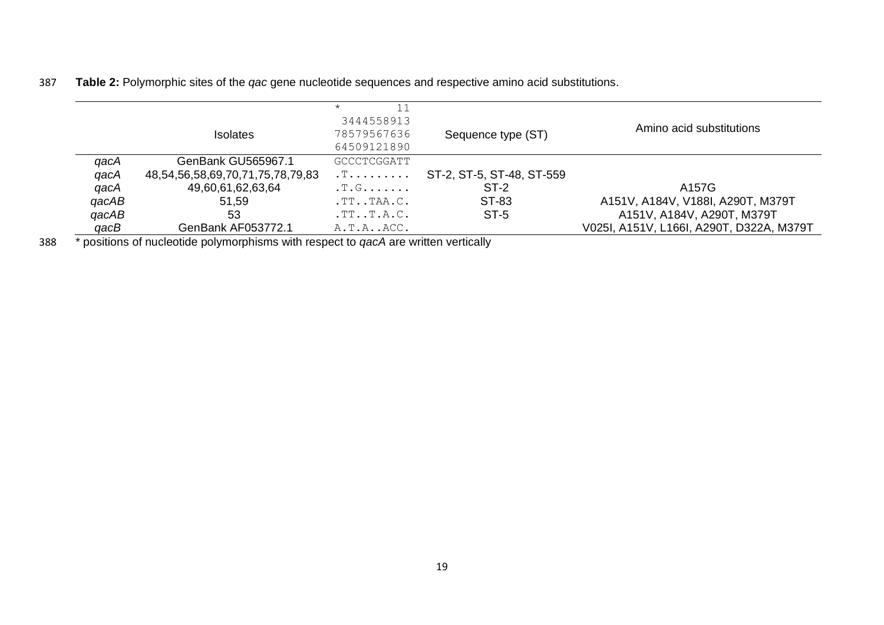**Table 2:** Polymorphic sites of the *qac* gene nucleotide sequences and respective amino acid substitutions.

| | Isolates | * 11<br>3444558913<br>78579567636<br>64509121890 | Sequence type (ST) | Amino acid substitutions |
|---|---|---|---|---|
| *qacA* | GenBank GU565967.1 | GCCCTCGGATT | | |
| *qacA* | 48,54,56,58,69,70,71,75,78,79,83 | .T......... | ST-2, ST-5, ST-48, ST-559 | |
| *qacA* | 49,60,61,62,63,64 | .T.G....... | ST-2 | A157G |
| *qacAB* | 51,59 | .TT..TAA.C. | ST-83 | A151V, A184V, V188I, A290T, M379T |
| *qacAB* | 53 | .TT..T.A.C. | ST-5 | A151V, A184V, A290T, M379T |
| *qacB* | GenBank AF053772.1 | A.T.A..ACC. | | V025I, A151V, L166I, A290T, D322A, M379T |

* positions of nucleotide polymorphisms with respect to *qacA* are written vertically